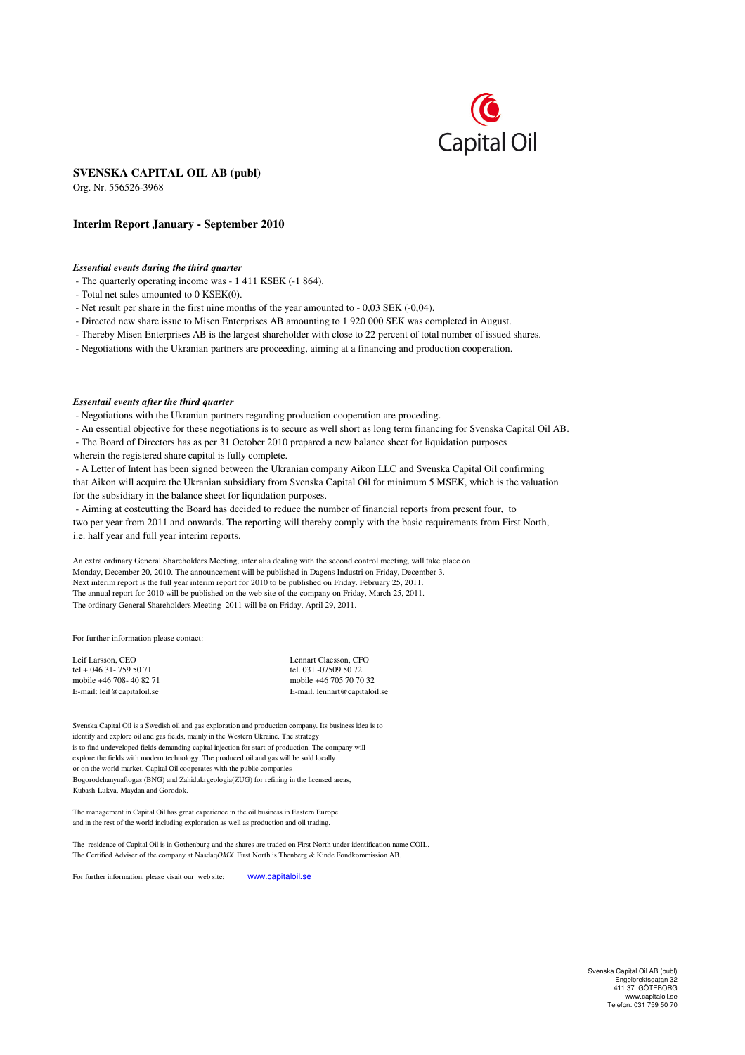Capital Oil

**SVENSKA CAPITAL OIL AB (publ)**
Org. Nr. 556526-3968

## Interim Report January - September 2010

***Essential events during the third quarter***

- The quarterly operating income was - 1 411 KSEK (-1 864).
- Total net sales amounted to 0 KSEK(0).
- Net result per share in the first nine months of the year amounted to - 0,03 SEK (-0,04).
- Directed new share issue to Misen Enterprises AB amounting to 1 920 000 SEK was completed in August.
- Thereby Misen Enterprises AB is the largest shareholder with close to 22 percent of total number of issued shares.
- Negotiations with the Ukranian partners are proceeding, aiming at a financing and production cooperation.

***Essentail events after the third quarter***

- Negotiations with the Ukranian partners regarding production cooperation are proceding.
- An essential objective for these negotiations is to secure as well short as long term financing for Svenska Capital Oil AB.
- The Board of Directors has as per 31 October 2010 prepared a new balance sheet for liquidation purposes wherein the registered share capital is fully complete.
- A Letter of Intent has been signed between the Ukranian company Aikon LLC and Svenska Capital Oil confirming that Aikon will acquire the Ukranian subsidiary from Svenska Capital Oil for minimum 5 MSEK, which is the valuation for the subsidiary in the balance sheet for liquidation purposes.
- Aiming at costcutting the Board has decided to reduce the number of financial reports from present four, to two per year from 2011 and onwards. The reporting will thereby comply with the basic requirements from First North, i.e. half year and full year interim reports.

An extra ordinary General Shareholders Meeting, inter alia dealing with the second control meeting, will take place on Monday, December 20, 2010. The announcement will be published in Dagens Industri on Friday, December 3.
Next interim report is the full year interim report for 2010 to be published on Friday. February 25, 2011.
The annual report for 2010 will be published on the web site of the company on Friday, March 25, 2011.
The ordinary General Shareholders Meeting 2011 will be on Friday, April 29, 2011.

For further information please contact:

Leif Larsson, CEO
tel + 046 31- 759 50 71
mobile +46 708- 40 82 71
E-mail: leif@capitaloil.se

Lennart Claesson, CFO
tel. 031 -07509 50 72
mobile +46 705 70 70 32
E-mail. lennart@capitaloil.se

Svenska Capital Oil is a Swedish oil and gas exploration and production company. Its business idea is to identify and explore oil and gas fields, mainly in the Western Ukraine. The strategy is to find undeveloped fields demanding capital injection for start of production. The company will explore the fields with modern technology. The produced oil and gas will be sold locally or on the world market. Capital Oil cooperates with the public companies Bogorodchanynaftogas (BNG) and Zahidukrgeologia(ZUG) for refining in the licensed areas, Kubash-Lukva, Maydan and Gorodok.

The management in Capital Oil has great experience in the oil business in Eastern Europe and in the rest of the world including exploration as well as production and oil trading.

The residence of Capital Oil is in Gothenburg and the shares are traded on First North under identification name COIL. The Certified Adviser of the company at Nasdaq*OMX* First North is Thenberg & Kinde Fondkommission AB.

For further information, please visait our web site: www.capitaloil.se

Svenska Capital Oil AB (publ)
Engelbrektsgatan 32
411 37 GÖTEBORG
www.capitaloil.se
Telefon: 031 759 50 70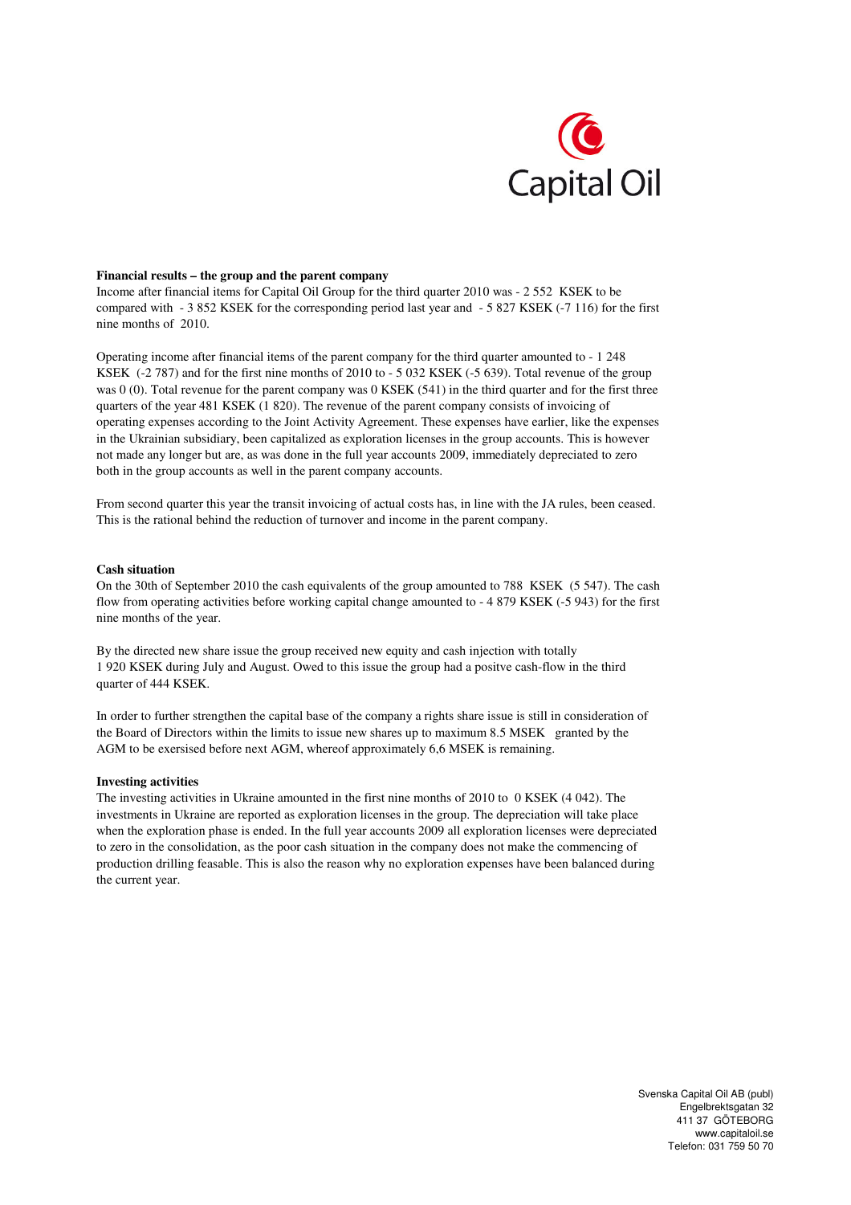**Financial results – the group and the parent company**

Income after financial items for Capital Oil Group for the third quarter 2010 was - 2 552 KSEK to be compared with - 3 852 KSEK for the corresponding period last year and - 5 827 KSEK (-7 116) for the first nine months of 2010.

Operating income after financial items of the parent company for the third quarter amounted to - 1 248 KSEK (-2 787) and for the first nine months of 2010 to - 5 032 KSEK (-5 639). Total revenue of the group was 0 (0). Total revenue for the parent company was 0 KSEK (541) in the third quarter and for the first three quarters of the year 481 KSEK (1 820). The revenue of the parent company consists of invoicing of operating expenses according to the Joint Activity Agreement. These expenses have earlier, like the expenses in the Ukrainian subsidiary, been capitalized as exploration licenses in the group accounts. This is however not made any longer but are, as was done in the full year accounts 2009, immediately depreciated to zero both in the group accounts as well in the parent company accounts.

From second quarter this year the transit invoicing of actual costs has, in line with the JA rules, been ceased. This is the rational behind the reduction of turnover and income in the parent company.

**Cash situation**

On the 30th of September 2010 the cash equivalents of the group amounted to 788 KSEK (5 547). The cash flow from operating activities before working capital change amounted to - 4 879 KSEK (-5 943) for the first nine months of the year.

By the directed new share issue the group received new equity and cash injection with totally 1 920 KSEK during July and August. Owed to this issue the group had a positve cash-flow in the third quarter of 444 KSEK.

In order to further strengthen the capital base of the company a rights share issue is still in consideration of the Board of Directors within the limits to issue new shares up to maximum 8.5 MSEK granted by the AGM to be exersised before next AGM, whereof approximately 6,6 MSEK is remaining.

**Investing activities**

The investing activities in Ukraine amounted in the first nine months of 2010 to 0 KSEK (4 042). The investments in Ukraine are reported as exploration licenses in the group. The depreciation will take place when the exploration phase is ended. In the full year accounts 2009 all exploration licenses were depreciated to zero in the consolidation, as the poor cash situation in the company does not make the commencing of production drilling feasable. This is also the reason why no exploration expenses have been balanced during the current year.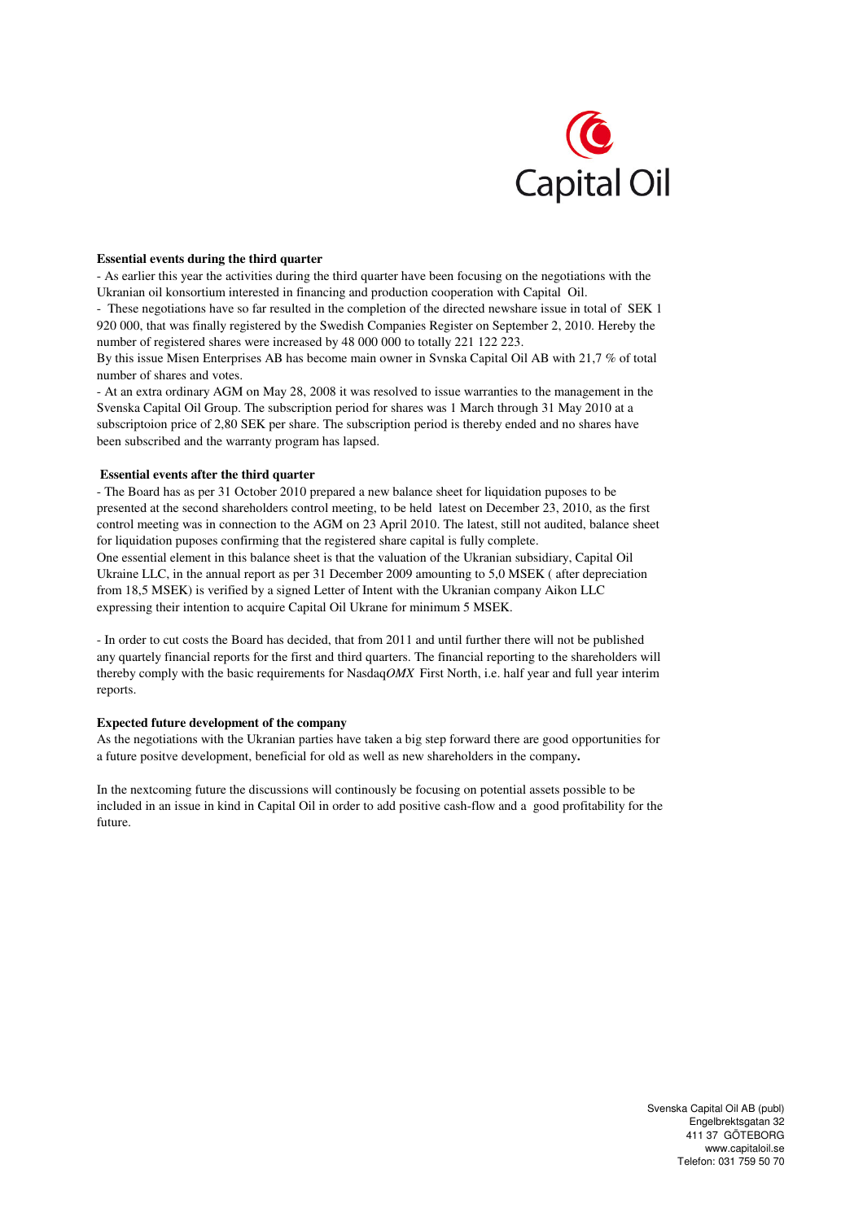**Essential events during the third quarter**

- As earlier this year the activities during the third quarter have been focusing on the negotiations with the Ukranian oil konsortium interested in financing and production cooperation with Capital Oil.

- These negotiations have so far resulted in the completion of the directed newshare issue in total of SEK 1 920 000, that was finally registered by the Swedish Companies Register on September 2, 2010. Hereby the number of registered shares were increased by 48 000 000 to totally 221 122 223.

By this issue Misen Enterprises AB has become main owner in Svnska Capital Oil AB with 21,7 % of total number of shares and votes.

- At an extra ordinary AGM on May 28, 2008 it was resolved to issue warranties to the management in the Svenska Capital Oil Group. The subscription period for shares was 1 March through 31 May 2010 at a subscriptoion price of 2,80 SEK per share. The subscription period is thereby ended and no shares have been subscribed and the warranty program has lapsed.

**Essential events after the third quarter**

- The Board has as per 31 October 2010 prepared a new balance sheet for liquidation puposes to be presented at the second shareholders control meeting, to be held latest on December 23, 2010, as the first control meeting was in connection to the AGM on 23 April 2010. The latest, still not audited, balance sheet for liquidation puposes confirming that the registered share capital is fully complete.

One essential element in this balance sheet is that the valuation of the Ukranian subsidiary, Capital Oil Ukraine LLC, in the annual report as per 31 December 2009 amounting to 5,0 MSEK ( after depreciation from 18,5 MSEK) is verified by a signed Letter of Intent with the Ukranian company Aikon LLC expressing their intention to acquire Capital Oil Ukrane for minimum 5 MSEK.

- In order to cut costs the Board has decided, that from 2011 and until further there will not be published any quartely financial reports for the first and third quarters. The financial reporting to the shareholders will thereby comply with the basic requirements for Nasdaq*OMX* First North, i.e. half year and full year interim reports.

**Expected future development of the company**

As the negotiations with the Ukranian parties have taken a big step forward there are good opportunities for a future positve development, beneficial for old as well as new shareholders in the company**.**

In the nextcoming future the discussions will continously be focusing on potential assets possible to be included in an issue in kind in Capital Oil in order to add positive cash-flow and a good profitability for the future.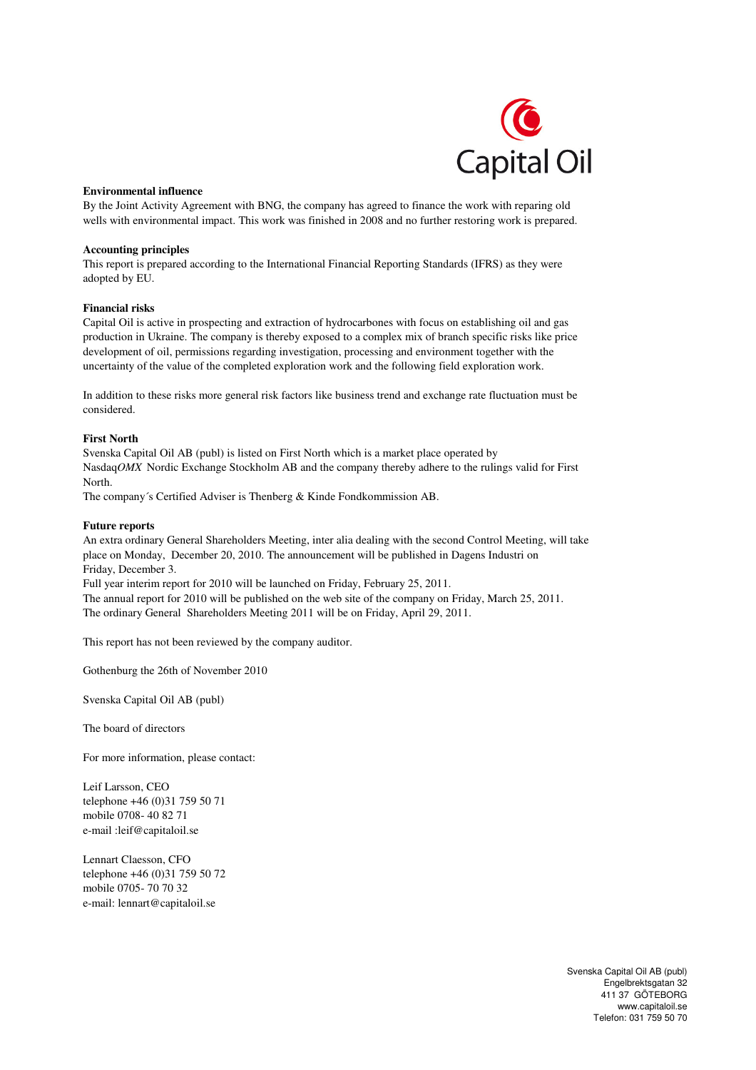**Environmental influence**

By the Joint Activity Agreement with BNG, the company has agreed to finance the work with reparing old wells with environmental impact. This work was finished in 2008 and no further restoring work is prepared.

**Accounting principles**

This report is prepared according to the International Financial Reporting Standards (IFRS) as they were adopted by EU.

**Financial risks**

Capital Oil is active in prospecting and extraction of hydrocarbones with focus on establishing oil and gas production in Ukraine. The company is thereby exposed to a complex mix of branch specific risks like price development of oil, permissions regarding investigation, processing and environment together with the uncertainty of the value of the completed exploration work and the following field exploration work.

In addition to these risks more general risk factors like business trend and exchange rate fluctuation must be considered.

**First North**

Svenska Capital Oil AB (publ) is listed on First North which is a market place operated by Nasdaq*OMX* Nordic Exchange Stockholm AB and the company thereby adhere to the rulings valid for First North.
The company´s Certified Adviser is Thenberg & Kinde Fondkommission AB.

**Future reports**

An extra ordinary General Shareholders Meeting, inter alia dealing with the second Control Meeting, will take place on Monday, December 20, 2010. The announcement will be published in Dagens Industri on Friday, December 3.
Full year interim report for 2010 will be launched on Friday, February 25, 2011.
The annual report for 2010 will be published on the web site of the company on Friday, March 25, 2011.
The ordinary General Shareholders Meeting 2011 will be on Friday, April 29, 2011.

This report has not been reviewed by the company auditor.

Gothenburg the 26th of November 2010

Svenska Capital Oil AB (publ)

The board of directors

For more information, please contact:

Leif Larsson, CEO
telephone +46 (0)31 759 50 71
mobile 0708- 40 82 71
e-mail :leif@capitaloil.se

Lennart Claesson, CFO
telephone +46 (0)31 759 50 72
mobile 0705- 70 70 32
e-mail: lennart@capitaloil.se

Svenska Capital Oil AB (publ)
Engelbrektsgatan 32
411 37 GÖTEBORG
www.capitaloil.se
Telefon: 031 759 50 70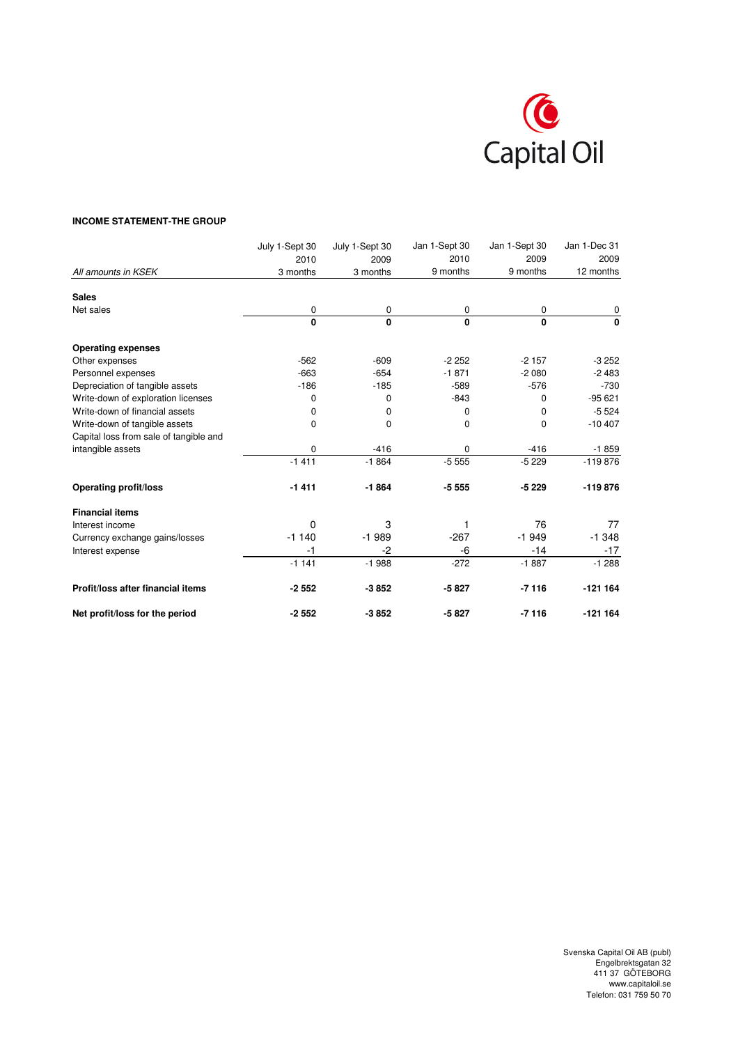Capital Oil

**INCOME STATEMENT-THE GROUP**

| *All amounts in KSEK* | July 1-Sept 30 2010 3 months | July 1-Sept 30 2009 3 months | Jan 1-Sept 30 2010 9 months | Jan 1-Sept 30 2009 9 months | Jan 1-Dec 31 2009 12 months |
|---|---|---|---|---|---|
| **Sales** | | | | | |
| Net sales | 0 | 0 | 0 | 0 | 0 |
| | **0** | **0** | **0** | **0** | **0** |
| **Operating expenses** | | | | | |
| Other expenses | -562 | -609 | -2 252 | -2 157 | -3 252 |
| Personnel expenses | -663 | -654 | -1 871 | -2 080 | -2 483 |
| Depreciation of tangible assets | -186 | -185 | -589 | -576 | -730 |
| Write-down of exploration licenses | 0 | 0 | -843 | 0 | -95 621 |
| Write-down of financial assets | 0 | 0 | 0 | 0 | -5 524 |
| Write-down of tangible assets | 0 | 0 | 0 | 0 | -10 407 |
| Capital loss from sale of tangible and intangible assets | 0 | -416 | 0 | -416 | -1 859 |
| | -1 411 | -1 864 | -5 555 | -5 229 | -119 876 |
| **Operating profit/loss** | **-1 411** | **-1 864** | **-5 555** | **-5 229** | **-119 876** |
| **Financial items** | | | | | |
| Interest income | 0 | 3 | 1 | 76 | 77 |
| Currency exchange gains/losses | -1 140 | -1 989 | -267 | -1 949 | -1 348 |
| Interest expense | -1 | -2 | -6 | -14 | -17 |
| | -1 141 | -1 988 | -272 | -1 887 | -1 288 |
| **Profit/loss after financial items** | **-2 552** | **-3 852** | **-5 827** | **-7 116** | **-121 164** |
| **Net profit/loss for the period** | **-2 552** | **-3 852** | **-5 827** | **-7 116** | **-121 164** |

Svenska Capital Oil AB (publ)
Engelbrektsgatan 32
411 37 GÖTEBORG
www.capitaloil.se
Telefon: 031 759 50 70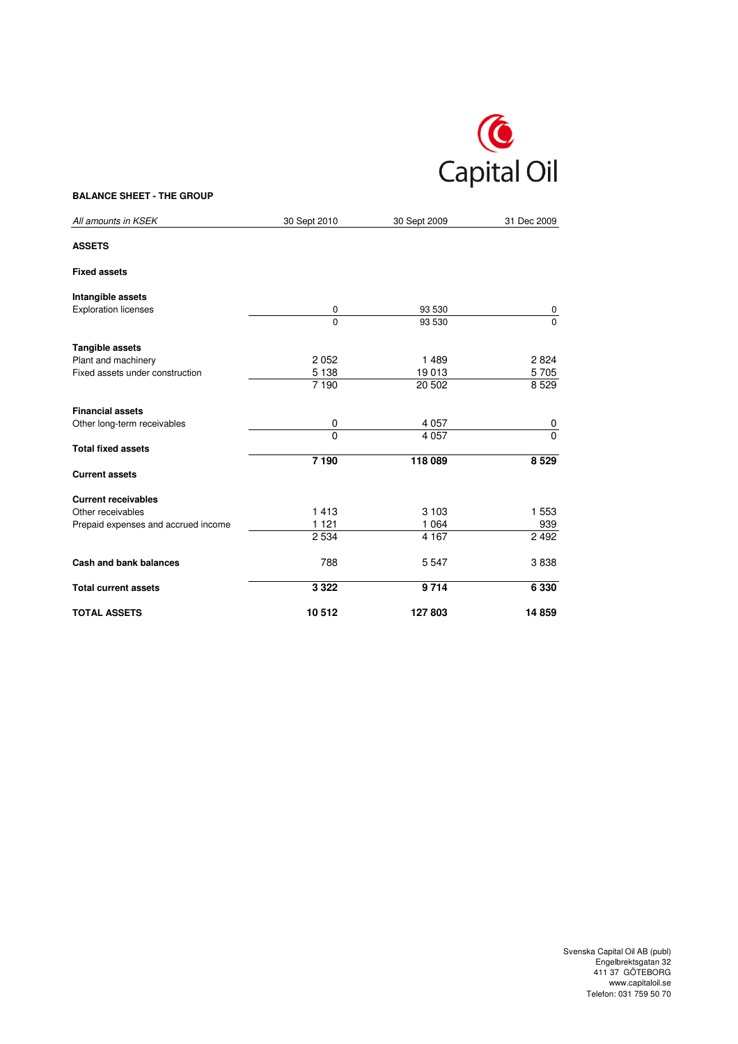**BALANCE SHEET - THE GROUP**

| *All amounts in KSEK* | 30 Sept 2010 | 30 Sept 2009 | 31 Dec 2009 |
|---|---|---|---|
| **ASSETS** | | | |
| **Fixed assets** | | | |
| **Intangible assets** | | | |
| Exploration licenses | 0 | 93 530 | 0 |
| | 0 | 93 530 | 0 |
| **Tangible assets** | | | |
| Plant and machinery | 2 052 | 1 489 | 2 824 |
| Fixed assets under construction | 5 138 | 19 013 | 5 705 |
| | 7 190 | 20 502 | 8 529 |
| **Financial assets** | | | |
| Other long-term receivables | 0 | 4 057 | 0 |
| | 0 | 4 057 | 0 |
| **Total fixed assets** | **7 190** | **118 089** | **8 529** |
| **Current assets** | | | |
| **Current receivables** | | | |
| Other receivables | 1 413 | 3 103 | 1 553 |
| Prepaid expenses and accrued income | 1 121 | 1 064 | 939 |
| | 2 534 | 4 167 | 2 492 |
| **Cash and bank balances** | 788 | 5 547 | 3 838 |
| **Total current assets** | **3 322** | **9 714** | **6 330** |
| **TOTAL ASSETS** | **10 512** | **127 803** | **14 859** |

Svenska Capital Oil AB (publ)
Engelbrektsgatan 32
411 37 GÖTEBORG
www.capitaloil.se
Telefon: 031 759 50 70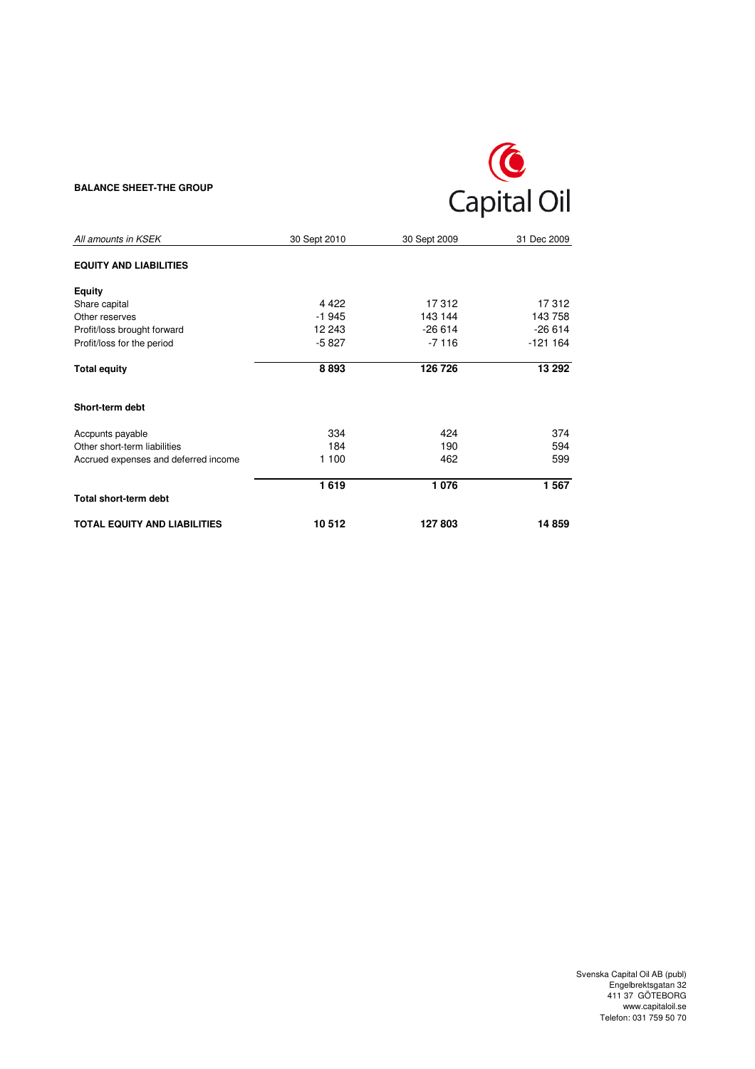**BALANCE SHEET-THE GROUP**

Capital Oil

| *All amounts in KSEK* | 30 Sept 2010 | 30 Sept 2009 | 31 Dec 2009 |
|---|---|---|---|
| **EQUITY AND LIABILITIES** | | | |
| **Equity** | | | |
| Share capital | 4 422 | 17 312 | 17 312 |
| Other reserves | -1 945 | 143 144 | 143 758 |
| Profit/loss brought forward | 12 243 | -26 614 | -26 614 |
| Profit/loss for the period | -5 827 | -7 116 | -121 164 |
| **Total equity** | **8 893** | **126 726** | **13 292** |
| **Short-term debt** | | | |
| Accpunts payable | 334 | 424 | 374 |
| Other short-term liabilities | 184 | 190 | 594 |
| Accrued expenses and deferred income | 1 100 | 462 | 599 |
| **Total short-term debt** | **1 619** | **1 076** | **1 567** |
| **TOTAL EQUITY AND LIABILITIES** | **10 512** | **127 803** | **14 859** |

Svenska Capital Oil AB (publ)
Engelbrektsgatan 32
411 37 GÖTEBORG
www.capitaloil.se
Telefon: 031 759 50 70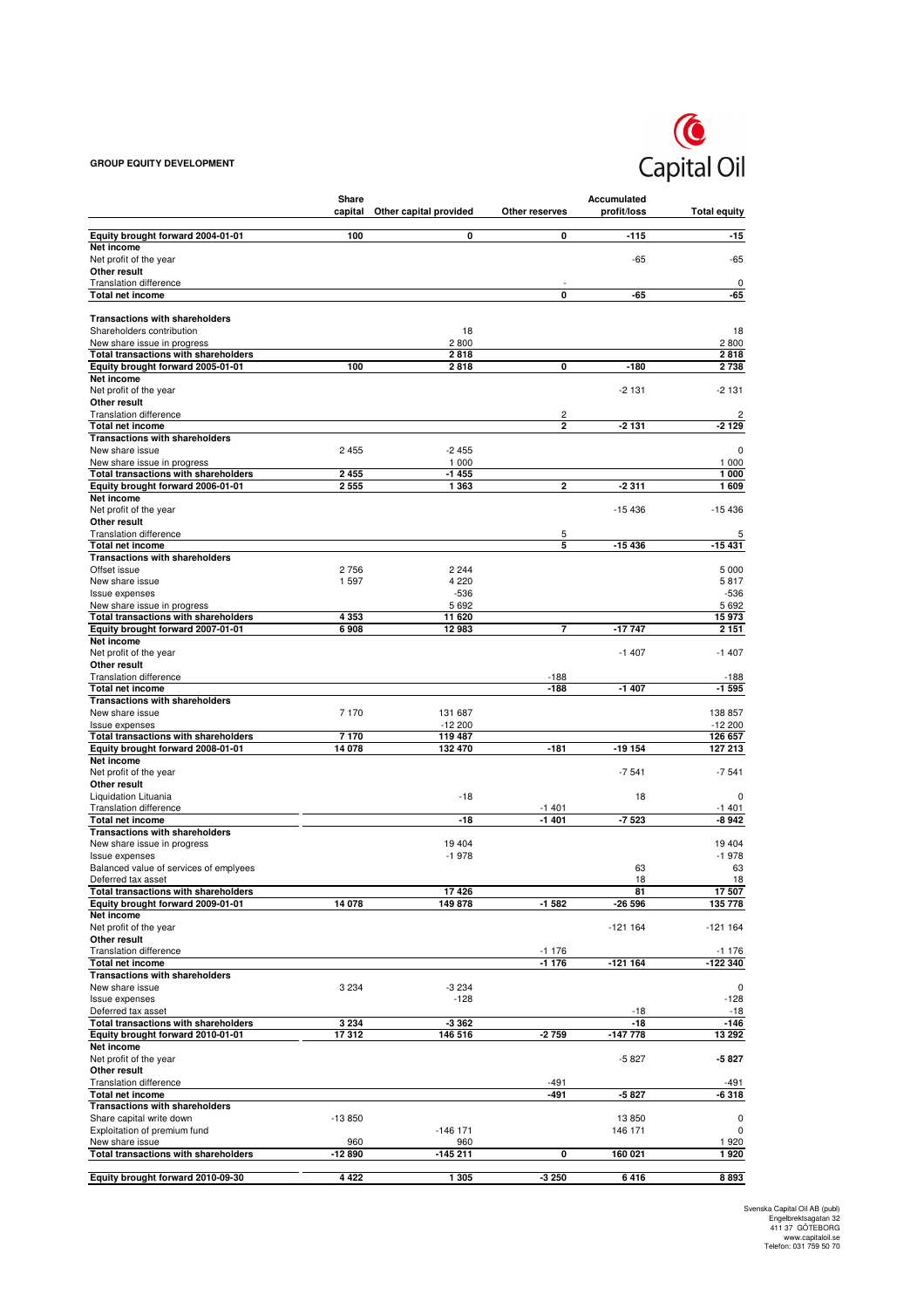**GROUP EQUITY DEVELOPMENT**

| | Share capital | Other capital provided | Other reserves | Accumulated profit/loss | Total equity |
|---|---|---|---|---|---|
| **Equity brought forward 2004-01-01** | **100** | **0** | **0** | **-115** | **-15** |
| **Net income** | | | | | |
| Net profit of the year | | | | -65 | -65 |
| **Other result** | | | | | |
| Translation difference | | | - | | 0 |
| **Total net income** | | | **0** | **-65** | **-65** |
| | | | | | |
| **Transactions with shareholders** | | | | | |
| Shareholders contribution | | 18 | | | 18 |
| New share issue in progress | | 2 800 | | | 2 800 |
| **Total transactions with shareholders** | | **2 818** | | | **2 818** |
| **Equity brought forward 2005-01-01** | **100** | **2 818** | **0** | **-180** | **2 738** |
| **Net income** | | | | | |
| Net profit of the year | | | | -2 131 | -2 131 |
| **Other result** | | | | | |
| Translation difference | | | 2 | | 2 |
| **Total net income** | | | **2** | **-2 131** | **-2 129** |
| **Transactions with shareholders** | | | | | |
| New share issue | 2 455 | -2 455 | | | 0 |
| New share issue in progress | | 1 000 | | | 1 000 |
| **Total transactions with shareholders** | **2 455** | **-1 455** | | | **1 000** |
| **Equity brought forward 2006-01-01** | **2 555** | **1 363** | **2** | **-2 311** | **1 609** |
| **Net income** | | | | | |
| Net profit of the year | | | | -15 436 | -15 436 |
| **Other result** | | | | | |
| Translation difference | | | 5 | | 5 |
| **Total net income** | | | **5** | **-15 436** | **-15 431** |
| **Transactions with shareholders** | | | | | |
| Offset issue | 2 756 | 2 244 | | | 5 000 |
| New share issue | 1 597 | 4 220 | | | 5 817 |
| Issue expenses | | -536 | | | -536 |
| New share issue in progress | | 5 692 | | | 5 692 |
| **Total transactions with shareholders** | **4 353** | **11 620** | | | **15 973** |
| **Equity brought forward 2007-01-01** | **6 908** | **12 983** | **7** | **-17 747** | **2 151** |
| **Net income** | | | | | |
| Net profit of the year | | | | -1 407 | -1 407 |
| **Other result** | | | | | |
| Translation difference | | | -188 | | -188 |
| **Total net income** | | | **-188** | **-1 407** | **-1 595** |
| **Transactions with shareholders** | | | | | |
| New share issue | 7 170 | 131 687 | | | 138 857 |
| Issue expenses | | -12 200 | | | -12 200 |
| **Total transactions with shareholders** | **7 170** | **119 487** | | | **126 657** |
| **Equity brought forward 2008-01-01** | **14 078** | **132 470** | **-181** | **-19 154** | **127 213** |
| **Net income** | | | | | |
| Net profit of the year | | | | -7 541 | -7 541 |
| **Other result** | | | | | |
| Liquidation Lituania | | -18 | | 18 | 0 |
| Translation difference | | | -1 401 | | -1 401 |
| **Total net income** | | **-18** | **-1 401** | **-7 523** | **-8 942** |
| **Transactions with shareholders** | | | | | |
| New share issue in progress | | 19 404 | | | 19 404 |
| Issue expenses | | -1 978 | | | -1 978 |
| Balanced value of services of emplyees | | | | 63 | 63 |
| Deferred tax asset | | | | 18 | 18 |
| **Total transactions with shareholders** | | **17 426** | | **81** | **17 507** |
| **Equity brought forward 2009-01-01** | **14 078** | **149 878** | **-1 582** | **-26 596** | **135 778** |
| **Net income** | | | | | |
| Net profit of the year | | | | -121 164 | -121 164 |
| **Other result** | | | | | |
| Translation difference | | | -1 176 | | -1 176 |
| **Total net income** | | | **-1 176** | **-121 164** | **-122 340** |
| **Transactions with shareholders** | | | | | |
| New share issue | 3 234 | -3 234 | | | 0 |
| Issue expenses | | -128 | | | -128 |
| Deferred tax asset | | | | -18 | -18 |
| **Total transactions with shareholders** | **3 234** | **-3 362** | | **-18** | **-146** |
| **Equity brought forward 2010-01-01** | **17 312** | **146 516** | **-2 759** | **-147 778** | **13 292** |
| **Net income** | | | | | |
| Net profit of the year | | | | -5 827 | **-5 827** |
| **Other result** | | | | | |
| Translation difference | | | -491 | | -491 |
| **Total net income** | | | **-491** | **-5 827** | **-6 318** |
| **Transactions with shareholders** | | | | | |
| Share capital write down | -13 850 | | | 13 850 | 0 |
| Exploitation of premium fund | | -146 171 | | 146 171 | 0 |
| New share issue | 960 | 960 | | | 1 920 |
| **Total transactions with shareholders** | **-12 890** | **-145 211** | **0** | **160 021** | **1 920** |
| | | | | | |
| **Equity brought forward 2010-09-30** | **4 422** | **1 305** | **-3 250** | **6 416** | **8 893** |

Svenska Capital Oil AB (publ)
Engelbrektsagatan 32
411 37 GÖTEBORG
www.capitaloil.se
Telefon: 031 759 50 70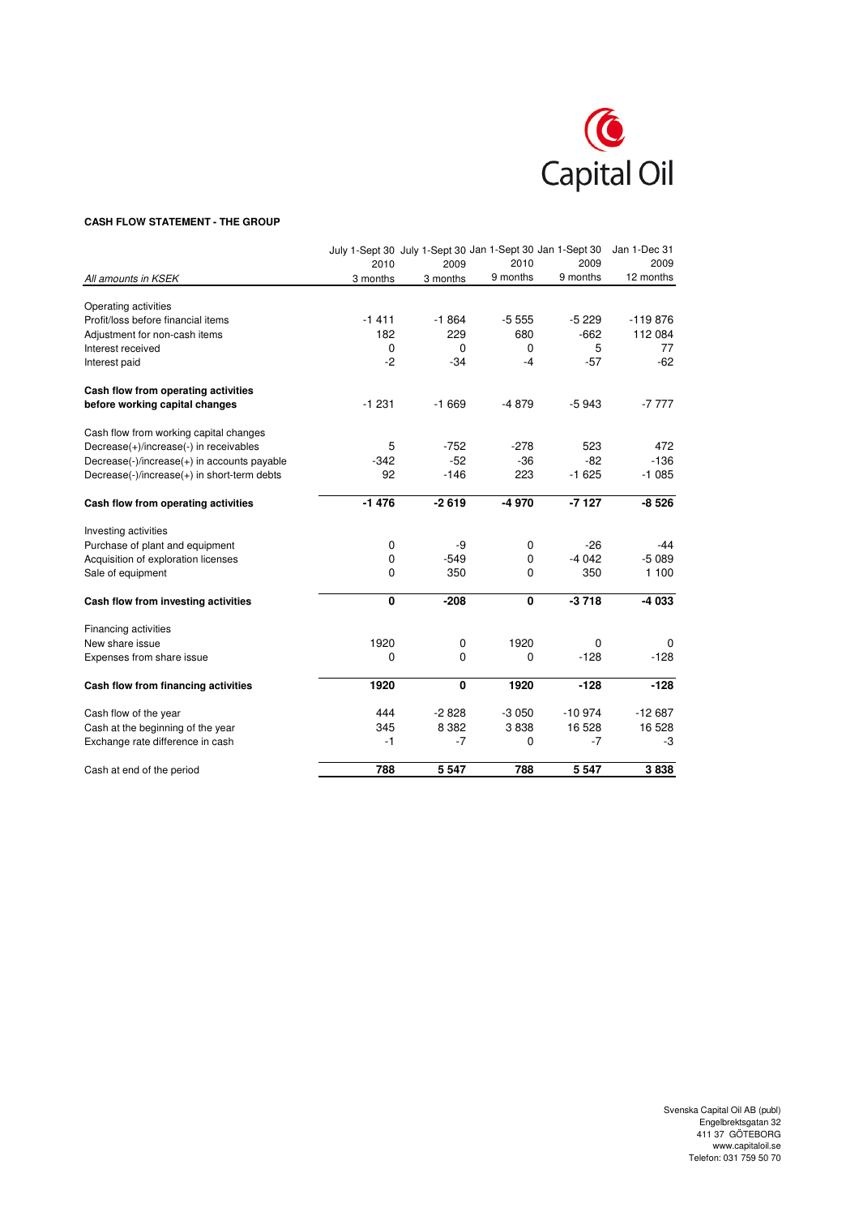Capital Oil

**CASH FLOW STATEMENT - THE GROUP**

| *All amounts in KSEK* | July 1-Sept 30 2010 3 months | July 1-Sept 30 2009 3 months | Jan 1-Sept 30 2010 9 months | Jan 1-Sept 30 2009 9 months | Jan 1-Dec 31 2009 12 months |
|---|---|---|---|---|---|
| Operating activities | | | | | |
| Profit/loss before financial items | -1 411 | -1 864 | -5 555 | -5 229 | -119 876 |
| Adjustment for non-cash items | 182 | 229 | 680 | -662 | 112 084 |
| Interest received | 0 | 0 | 0 | 5 | 77 |
| Interest paid | -2 | -34 | -4 | -57 | -62 |
| **Cash flow from operating activities before working capital changes** | -1 231 | -1 669 | -4 879 | -5 943 | -7 777 |
| Cash flow from working capital changes | | | | | |
| Decrease(+)/increase(-) in receivables | 5 | -752 | -278 | 523 | 472 |
| Decrease(-)/increase(+) in accounts payable | -342 | -52 | -36 | -82 | -136 |
| Decrease(-)/increase(+) in short-term debts | 92 | -146 | 223 | -1 625 | -1 085 |
| **Cash flow from operating activities** | **-1 476** | **-2 619** | **-4 970** | **-7 127** | **-8 526** |
| Investing activities | | | | | |
| Purchase of plant and equipment | 0 | -9 | 0 | -26 | -44 |
| Acquisition of exploration licenses | 0 | -549 | 0 | -4 042 | -5 089 |
| Sale of equipment | 0 | 350 | 0 | 350 | 1 100 |
| **Cash flow from investing activities** | **0** | **-208** | **0** | **-3 718** | **-4 033** |
| Financing activities | | | | | |
| New share issue | 1920 | 0 | 1920 | 0 | 0 |
| Expenses from share issue | 0 | 0 | 0 | -128 | -128 |
| **Cash flow from financing activities** | **1920** | **0** | **1920** | **-128** | **-128** |
| Cash flow of the year | 444 | -2 828 | -3 050 | -10 974 | -12 687 |
| Cash at the beginning of the year | 345 | 8 382 | 3 838 | 16 528 | 16 528 |
| Exchange rate difference in cash | -1 | -7 | 0 | -7 | -3 |
| Cash at end of the period | **788** | **5 547** | **788** | **5 547** | **3 838** |

Svenska Capital Oil AB (publ)
Engelbrektsgatan 32
411 37 GÖTEBORG
www.capitaloil.se
Telefon: 031 759 50 70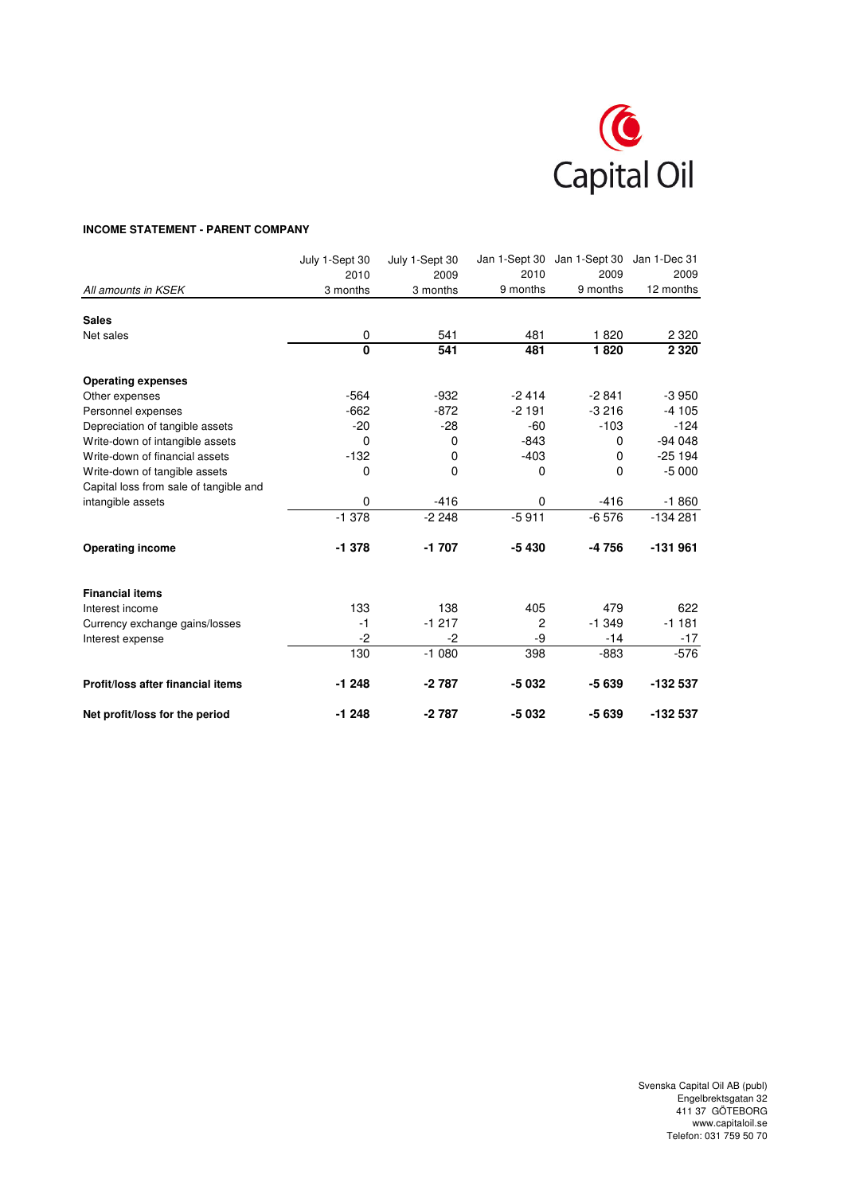Capital Oil

**INCOME STATEMENT - PARENT COMPANY**

| *All amounts in KSEK* | July 1-Sept 30 2010 3 months | July 1-Sept 30 2009 3 months | Jan 1-Sept 30 2010 9 months | Jan 1-Sept 30 2009 9 months | Jan 1-Dec 31 2009 12 months |
|---|---|---|---|---|---|
| **Sales** | | | | | |
| Net sales | 0 | 541 | 481 | 1 820 | 2 320 |
| | **0** | **541** | **481** | **1 820** | **2 320** |
| **Operating expenses** | | | | | |
| Other expenses | -564 | -932 | -2 414 | -2 841 | -3 950 |
| Personnel expenses | -662 | -872 | -2 191 | -3 216 | -4 105 |
| Depreciation of tangible assets | -20 | -28 | -60 | -103 | -124 |
| Write-down of intangible assets | 0 | 0 | -843 | 0 | -94 048 |
| Write-down of financial assets | -132 | 0 | -403 | 0 | -25 194 |
| Write-down of tangible assets | 0 | 0 | 0 | 0 | -5 000 |
| Capital loss from sale of tangible and intangible assets | 0 | -416 | 0 | -416 | -1 860 |
| | -1 378 | -2 248 | -5 911 | -6 576 | -134 281 |
| **Operating income** | **-1 378** | **-1 707** | **-5 430** | **-4 756** | **-131 961** |
| **Financial items** | | | | | |
| Interest income | 133 | 138 | 405 | 479 | 622 |
| Currency exchange gains/losses | -1 | -1 217 | 2 | -1 349 | -1 181 |
| Interest expense | -2 | -2 | -9 | -14 | -17 |
| | 130 | -1 080 | 398 | -883 | -576 |
| **Profit/loss after financial items** | **-1 248** | **-2 787** | **-5 032** | **-5 639** | **-132 537** |
| **Net profit/loss for the period** | **-1 248** | **-2 787** | **-5 032** | **-5 639** | **-132 537** |

Svenska Capital Oil AB (publ)
Engelbrektsgatan 32
411 37 GÖTEBORG
www.capitaloil.se
Telefon: 031 759 50 70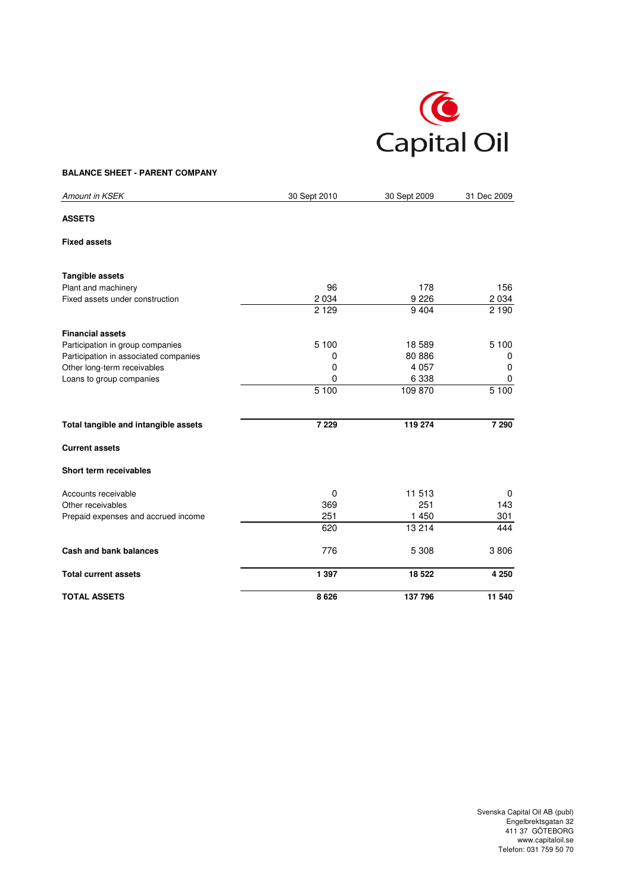**BALANCE SHEET - PARENT COMPANY**

| *Amount in KSEK* | 30 Sept 2010 | 30 Sept 2009 | 31 Dec 2009 |
|---|---|---|---|
| **ASSETS** | | | |
| **Fixed assets** | | | |
| **Tangible assets** | | | |
| Plant and machinery | 96 | 178 | 156 |
| Fixed assets under construction | 2 034 | 9 226 | 2 034 |
| | 2 129 | 9 404 | 2 190 |
| **Financial assets** | | | |
| Participation in group companies | 5 100 | 18 589 | 5 100 |
| Participation in associated companies | 0 | 80 886 | 0 |
| Other long-term receivables | 0 | 4 057 | 0 |
| Loans to group companies | 0 | 6 338 | 0 |
| | 5 100 | 109 870 | 5 100 |
| **Total tangible and intangible assets** | **7 229** | **119 274** | **7 290** |
| **Current assets** | | | |
| **Short term receivables** | | | |
| Accounts receivable | 0 | 11 513 | 0 |
| Other receivables | 369 | 251 | 143 |
| Prepaid expenses and accrued income | 251 | 1 450 | 301 |
| | 620 | 13 214 | 444 |
| **Cash and bank balances** | 776 | 5 308 | 3 806 |
| **Total current assets** | **1 397** | **18 522** | **4 250** |
| **TOTAL ASSETS** | **8 626** | **137 796** | **11 540** |

Svenska Capital Oil AB (publ)
Engelbrektsgatan 32
411 37 GÖTEBORG
www.capitaloil.se
Telefon: 031 759 50 70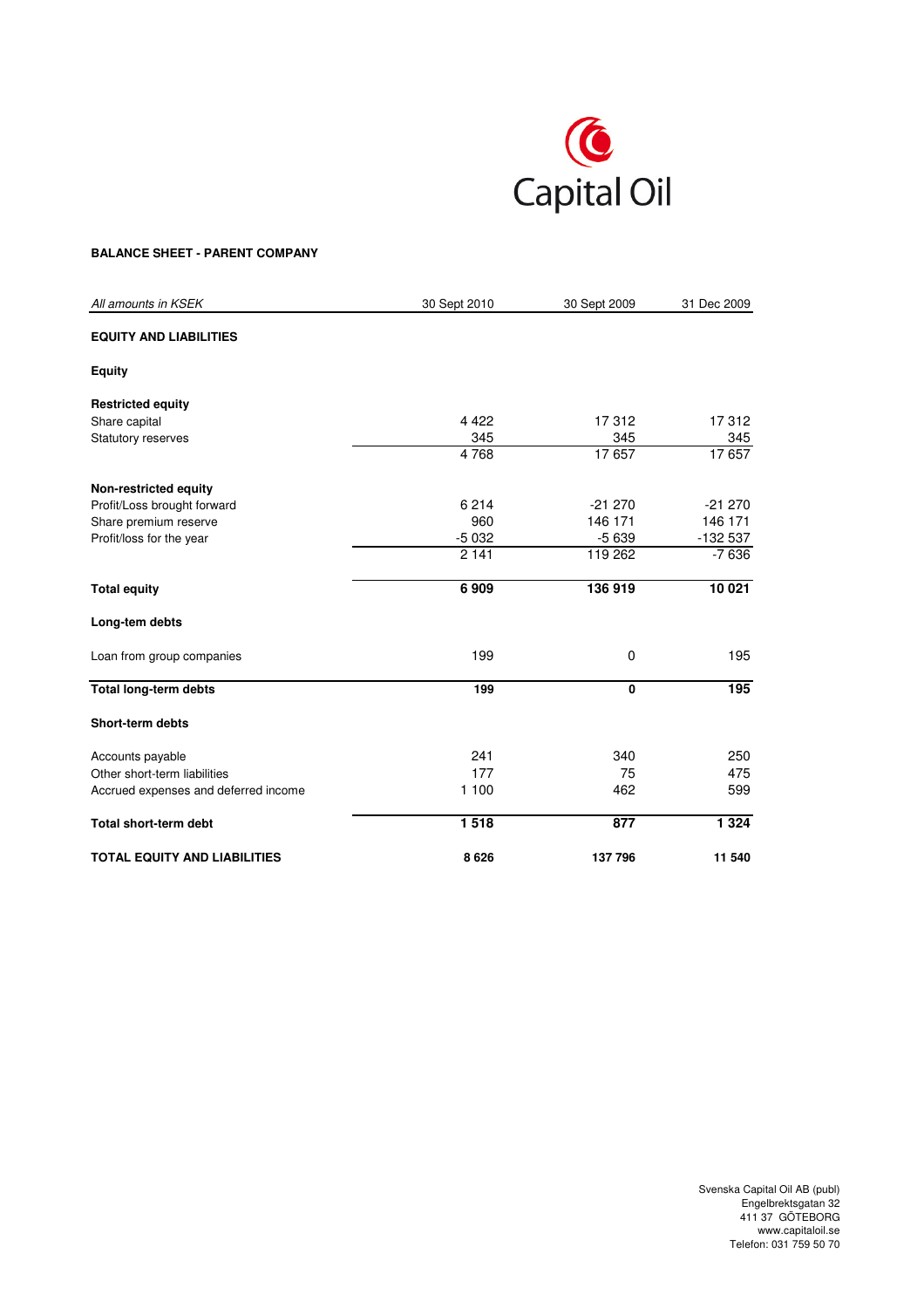Capital Oil

**BALANCE SHEET - PARENT COMPANY**

| *All amounts in KSEK* | 30 Sept 2010 | 30 Sept 2009 | 31 Dec 2009 |
|---|---|---|---|
| **EQUITY AND LIABILITIES** | | | |
| **Equity** | | | |
| **Restricted equity** | | | |
| Share capital | 4 422 | 17 312 | 17 312 |
| Statutory reserves | 345 | 345 | 345 |
| | 4 768 | 17 657 | 17 657 |
| **Non-restricted equity** | | | |
| Profit/Loss brought forward | 6 214 | -21 270 | -21 270 |
| Share premium reserve | 960 | 146 171 | 146 171 |
| Profit/loss for the year | -5 032 | -5 639 | -132 537 |
| | 2 141 | 119 262 | -7 636 |
| **Total equity** | **6 909** | **136 919** | **10 021** |
| **Long-tem debts** | | | |
| Loan from group companies | 199 | 0 | 195 |
| **Total long-term debts** | **199** | **0** | **195** |
| **Short-term debts** | | | |
| Accounts payable | 241 | 340 | 250 |
| Other short-term liabilities | 177 | 75 | 475 |
| Accrued expenses and deferred income | 1 100 | 462 | 599 |
| **Total short-term debt** | **1 518** | **877** | **1 324** |
| **TOTAL EQUITY AND LIABILITIES** | **8 626** | **137 796** | **11 540** |

Svenska Capital Oil AB (publ)
Engelbrektsgatan 32
411 37 GÖTEBORG
www.capitaloil.se
Telefon: 031 759 50 70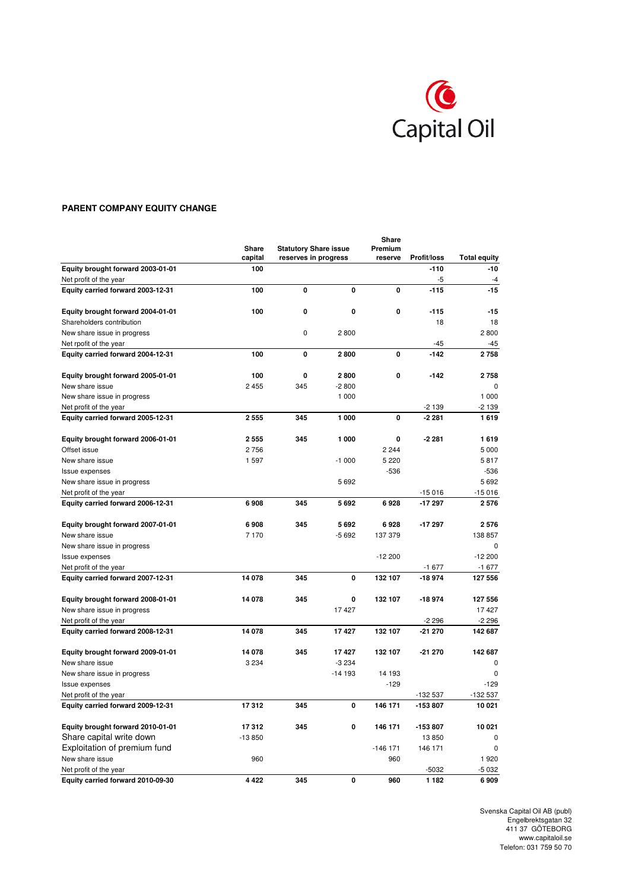## PARENT COMPANY EQUITY CHANGE

| | Share capital | Statutory reserves | Share issue in progress | Share Premium reserve | Profit/loss | Total equity |
|---|---|---|---|---|---|---|
| **Equity brought forward 2003-01-01** | **100** | | | | **-110** | **-10** |
| Net profit of the year | | | | | -5 | -4 |
| **Equity carried forward 2003-12-31** | **100** | **0** | **0** | **0** | **-115** | **-15** |
| | | | | | | |
| **Equity brought forward 2004-01-01** | **100** | **0** | **0** | **0** | **-115** | **-15** |
| Shareholders contribution | | | | | 18 | 18 |
| New share issue in progress | | 0 | 2 800 | | | 2 800 |
| Net rpofit of the year | | | | | -45 | -45 |
| **Equity carried forward 2004-12-31** | **100** | **0** | **2 800** | **0** | **-142** | **2 758** |
| | | | | | | |
| **Equity brought forward 2005-01-01** | **100** | **0** | **2 800** | **0** | **-142** | **2 758** |
| New share issue | 2 455 | 345 | -2 800 | | | 0 |
| New share issue in progress | | | 1 000 | | | 1 000 |
| Net profit of the year | | | | | -2 139 | -2 139 |
| **Equity carried forward 2005-12-31** | **2 555** | **345** | **1 000** | **0** | **-2 281** | **1 619** |
| | | | | | | |
| **Equity brought forward 2006-01-01** | **2 555** | **345** | **1 000** | **0** | **-2 281** | **1 619** |
| Offset issue | 2 756 | | | 2 244 | | 5 000 |
| New share issue | 1 597 | | -1 000 | 5 220 | | 5 817 |
| Issue expenses | | | | -536 | | -536 |
| New share issue in progress | | | 5 692 | | | 5 692 |
| Net profit of the year | | | | | -15 016 | -15 016 |
| **Equity carried forward 2006-12-31** | **6 908** | **345** | **5 692** | **6 928** | **-17 297** | **2 576** |
| | | | | | | |
| **Equity brought forward 2007-01-01** | **6 908** | **345** | **5 692** | **6 928** | **-17 297** | **2 576** |
| New share issue | 7 170 | | -5 692 | 137 379 | | 138 857 |
| New share issue in progress | | | | | | 0 |
| Issue expenses | | | | -12 200 | | -12 200 |
| Net profit of the year | | | | | -1 677 | -1 677 |
| **Equity carried forward 2007-12-31** | **14 078** | **345** | **0** | **132 107** | **-18 974** | **127 556** |
| | | | | | | |
| **Equity brought forward 2008-01-01** | **14 078** | **345** | **0** | **132 107** | **-18 974** | **127 556** |
| New share issue in progress | | | 17 427 | | | 17 427 |
| Net profit of the year | | | | | -2 296 | -2 296 |
| **Equity carried forward 2008-12-31** | **14 078** | **345** | **17 427** | **132 107** | **-21 270** | **142 687** |
| | | | | | | |
| **Equity brought forward 2009-01-01** | **14 078** | **345** | **17 427** | **132 107** | **-21 270** | **142 687** |
| New share issue | 3 234 | | -3 234 | | | 0 |
| New share issue in progress | | | -14 193 | 14 193 | | 0 |
| Issue expenses | | | | -129 | | -129 |
| Net profit of the year | | | | | -132 537 | -132 537 |
| **Equity carried forward 2009-12-31** | **17 312** | **345** | **0** | **146 171** | **-153 807** | **10 021** |
| | | | | | | |
| **Equity brought forward 2010-01-01** | **17 312** | **345** | **0** | **146 171** | **-153 807** | **10 021** |
| Share capital write down | -13 850 | | | | 13 850 | 0 |
| Exploitation of premium fund | | | | -146 171 | 146 171 | 0 |
| New share issue | 960 | | | 960 | | 1 920 |
| Net profit of the year | | | | | -5032 | -5 032 |
| **Equity carried forward 2010-09-30** | **4 422** | **345** | **0** | **960** | **1 182** | **6 909** |

Svenska Capital Oil AB (publ)
Engelbrektsgatan 32
411 37 GÖTEBORG
www.capitaloil.se
Telefon: 031 759 50 70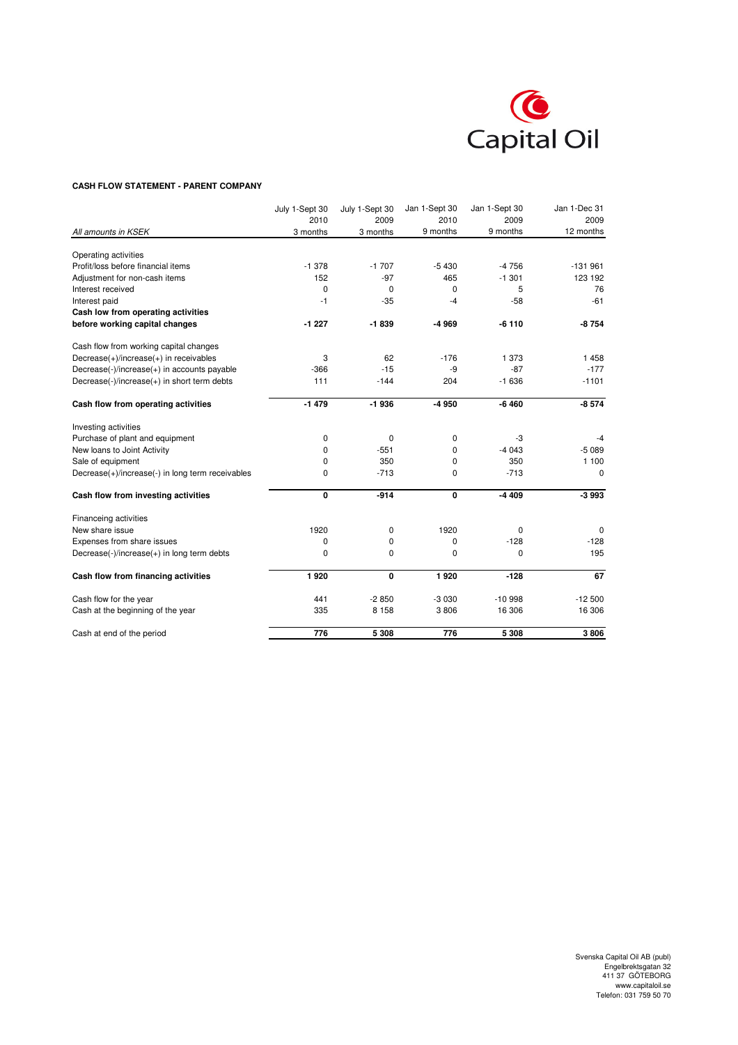Capital Oil

**CASH FLOW STATEMENT - PARENT COMPANY**

| *All amounts in KSEK* | July 1-Sept 30 2010 3 months | July 1-Sept 30 2009 3 months | Jan 1-Sept 30 2010 9 months | Jan 1-Sept 30 2009 9 months | Jan 1-Dec 31 2009 12 months |
|---|---|---|---|---|---|
| Operating activities | | | | | |
| Profit/loss before financial items | -1 378 | -1 707 | -5 430 | -4 756 | -131 961 |
| Adjustment for non-cash items | 152 | -97 | 465 | -1 301 | 123 192 |
| Interest received | 0 | 0 | 0 | 5 | 76 |
| Interest paid | -1 | -35 | -4 | -58 | -61 |
| **Cash low from operating activities before working capital changes** | **-1 227** | **-1 839** | **-4 969** | **-6 110** | **-8 754** |
| Cash flow from working capital changes | | | | | |
| Decrease(+)/increase(+) in receivables | 3 | 62 | -176 | 1 373 | 1 458 |
| Decrease(-)/increase(+) in accounts payable | -366 | -15 | -9 | -87 | -177 |
| Decrease(-)/increase(+) in short term debts | 111 | -144 | 204 | -1 636 | -1101 |
| **Cash flow from operating activities** | **-1 479** | **-1 936** | **-4 950** | **-6 460** | **-8 574** |
| Investing activities | | | | | |
| Purchase of plant and equipment | 0 | 0 | 0 | -3 | -4 |
| New loans to Joint Activity | 0 | -551 | 0 | -4 043 | -5 089 |
| Sale of equipment | 0 | 350 | 0 | 350 | 1 100 |
| Decrease(+)/increase(-) in long term receivables | 0 | -713 | 0 | -713 | 0 |
| **Cash flow from investing activities** | **0** | **-914** | **0** | **-4 409** | **-3 993** |
| Financeing activities | | | | | |
| New share issue | 1920 | 0 | 1920 | 0 | 0 |
| Expenses from share issues | 0 | 0 | 0 | -128 | -128 |
| Decrease(-)/increase(+) in long term debts | 0 | 0 | 0 | 0 | 195 |
| **Cash flow from financing activities** | **1 920** | **0** | **1 920** | **-128** | **67** |
| Cash flow for the year | 441 | -2 850 | -3 030 | -10 998 | -12 500 |
| Cash at the beginning of the year | 335 | 8 158 | 3 806 | 16 306 | 16 306 |
| Cash at end of the period | **776** | **5 308** | **776** | **5 308** | **3 806** |

Svenska Capital Oil AB (publ)
Engelbrektsgatan 32
411 37 GÖTEBORG
www.capitaloil.se
Telefon: 031 759 50 70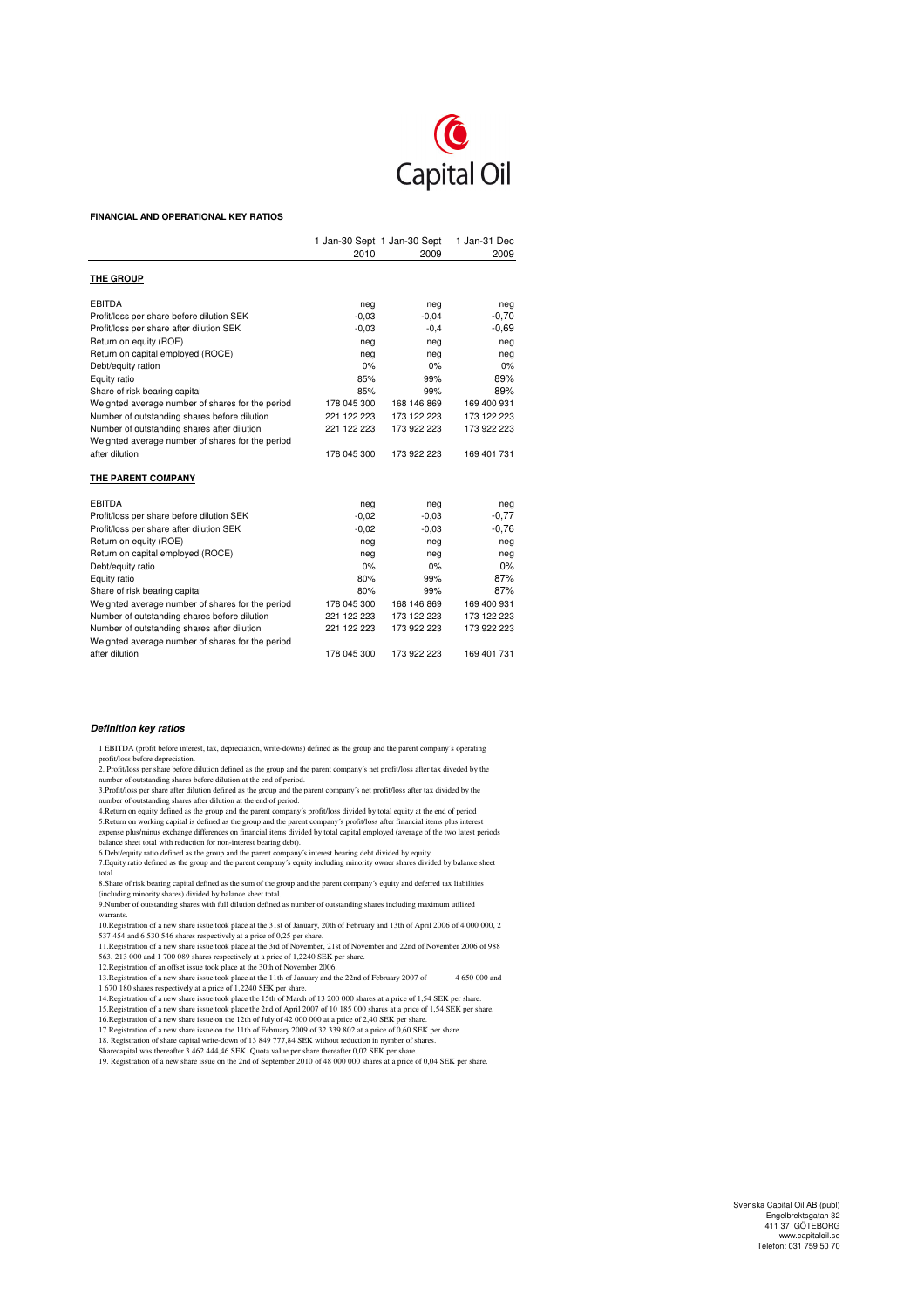Capital Oil

**FINANCIAL AND OPERATIONAL KEY RATIOS**

| | 1 Jan-30 Sept 2010 | 1 Jan-30 Sept 2009 | 1 Jan-31 Dec 2009 |
|---|---|---|---|
| **THE GROUP** | | | |
| EBITDA | neg | neg | neg |
| Profit/loss per share before dilution SEK | -0,03 | -0,04 | -0,70 |
| Profit/loss per share after dilution SEK | -0,03 | -0,4 | -0,69 |
| Return on equity (ROE) | neg | neg | neg |
| Return on capital employed (ROCE) | neg | neg | neg |
| Debt/equity ration | 0% | 0% | 0% |
| Equity ratio | 85% | 99% | 89% |
| Share of risk bearing capital | 85% | 99% | 89% |
| Weighted average number of shares for the period | 178 045 300 | 168 146 869 | 169 400 931 |
| Number of outstanding shares before dilution | 221 122 223 | 173 122 223 | 173 122 223 |
| Number of outstanding shares after dilution | 221 122 223 | 173 922 223 | 173 922 223 |
| Weighted average number of shares for the period after dilution | 178 045 300 | 173 922 223 | 169 401 731 |
| **THE PARENT COMPANY** | | | |
| EBITDA | neg | neg | neg |
| Profit/loss per share before dilution SEK | -0,02 | -0,03 | -0,77 |
| Profit/loss per share after dilution SEK | -0,02 | -0,03 | -0,76 |
| Return on equity (ROE) | neg | neg | neg |
| Return on capital employed (ROCE) | neg | neg | neg |
| Debt/equity ratio | 0% | 0% | 0% |
| Equity ratio | 80% | 99% | 87% |
| Share of risk bearing capital | 80% | 99% | 87% |
| Weighted average number of shares for the period | 178 045 300 | 168 146 869 | 169 400 931 |
| Number of outstanding shares before dilution | 221 122 223 | 173 122 223 | 173 122 223 |
| Number of outstanding shares after dilution | 221 122 223 | 173 922 223 | 173 922 223 |
| Weighted average number of shares for the period after dilution | 178 045 300 | 173 922 223 | 169 401 731 |

***Definition key ratios***

1 EBITDA (profit before interest, tax, depreciation, write-downs) defined as the group and the parent company´s operating profit/loss before depreciation.
2. Profit/loss per share before dilution defined as the group and the parent company´s net profit/loss after tax diveded by the number of outstanding shares before dilution at the end of period.
3.Profit/loss per share after dilution defined as the group and the parent company´s net profit/loss after tax divided by the number of outstanding shares after dilution at the end of period.
4.Return on equity defined as the group and the parent company´s profit/loss divided by total equity at the end of period
5.Return on working capital is defined as the group and the parent company´s profit/loss after financial items plus interest expense plus/minus exchange differences on financial items divided by total capital employed (average of the two latest periods balance sheet total with reduction for non-interest bearing debt).
6.Debt/equity ratio defined as the group and the parent company´s interest bearing debt divided by equity.
7.Equity ratio defined as the group and the parent company´s equity including minority owner shares divided by balance sheet total
8.Share of risk bearing capital defined as the sum of the group and the parent company´s equity and deferred tax liabilities (including minority shares) divided by balance sheet total.
9.Number of outstanding shares with full dilution defined as number of outstanding shares including maximum utilized warrants.
10.Registration of a new share issue took place at the 31st of January, 20th of February and 13th of April 2006 of 4 000 000, 2 537 454 and 6 530 546 shares respectively at a price of 0,25 per share.
11.Registration of a new share issue took place at the 3rd of November, 21st of November and 22nd of November 2006 of 988 563, 213 000 and 1 700 089 shares respectively at a price of 1,2240 SEK per share.
12.Registration of an offset issue took place at the 30th of November 2006.
13.Registration of a new share issue took place at the 11th of January and the 22nd of February 2007 of 4 650 000 and 1 670 180 shares respectively at a price of 1,2240 SEK per share.
14.Registration of a new share issue took place the 15th of March of 13 200 000 shares at a price of 1,54 SEK per share.
15.Registration of a new share issue took place the 2nd of April 2007 of 10 185 000 shares at a price of 1,54 SEK per share.
16.Registration of a new share issue on the 12th of July of 42 000 000 at a price of 2,40 SEK per share.
17.Registration of a new share issue on the 11th of February 2009 of 32 339 802 at a price of 0,60 SEK per share.
18. Registration of share capital write-down of 13 849 777,84 SEK without reduction in nymber of shares.
Sharecapital was thereafter 3 462 444,46 SEK. Quota value per share thereafter 0,02 SEK per share.
19. Registration of a new share issue on the 2nd of September 2010 of 48 000 000 shares at a price of 0,04 SEK per share.

Svenska Capital Oil AB (publ)
Engelbrektsgatan 32
411 37 GÖTEBORG
www.capitaloil.se
Telefon: 031 759 50 70